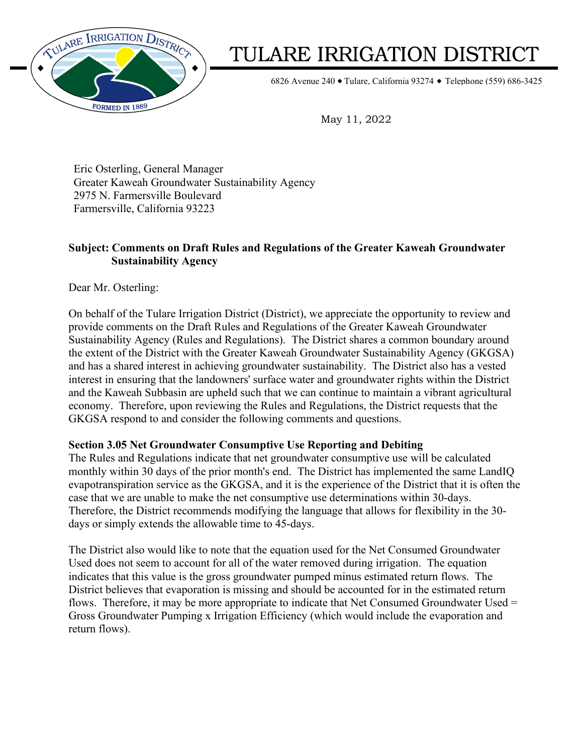# TULARE IRRIGATION DISTRICT

6826 Avenue 240 ◆ Tulare, California 93274 ◆ Telephone (559) 686-3425

May 11, 2022

Eric Osterling, General Manager
Greater Kaweah Groundwater Sustainability Agency
2975 N. Farmersville Boulevard
Farmersville, California 93223

**Subject: Comments on Draft Rules and Regulations of the Greater Kaweah Groundwater Sustainability Agency**

Dear Mr. Osterling:

On behalf of the Tulare Irrigation District (District), we appreciate the opportunity to review and provide comments on the Draft Rules and Regulations of the Greater Kaweah Groundwater Sustainability Agency (Rules and Regulations). The District shares a common boundary around the extent of the District with the Greater Kaweah Groundwater Sustainability Agency (GKGSA) and has a shared interest in achieving groundwater sustainability. The District also has a vested interest in ensuring that the landowners' surface water and groundwater rights within the District and the Kaweah Subbasin are upheld such that we can continue to maintain a vibrant agricultural economy. Therefore, upon reviewing the Rules and Regulations, the District requests that the GKGSA respond to and consider the following comments and questions.

**Section 3.05 Net Groundwater Consumptive Use Reporting and Debiting**

The Rules and Regulations indicate that net groundwater consumptive use will be calculated monthly within 30 days of the prior month's end. The District has implemented the same LandIQ evapotranspiration service as the GKGSA, and it is the experience of the District that it is often the case that we are unable to make the net consumptive use determinations within 30-days. Therefore, the District recommends modifying the language that allows for flexibility in the 30-days or simply extends the allowable time to 45-days.

The District also would like to note that the equation used for the Net Consumed Groundwater Used does not seem to account for all of the water removed during irrigation. The equation indicates that this value is the gross groundwater pumped minus estimated return flows. The District believes that evaporation is missing and should be accounted for in the estimated return flows. Therefore, it may be more appropriate to indicate that Net Consumed Groundwater Used = Gross Groundwater Pumping x Irrigation Efficiency (which would include the evaporation and return flows).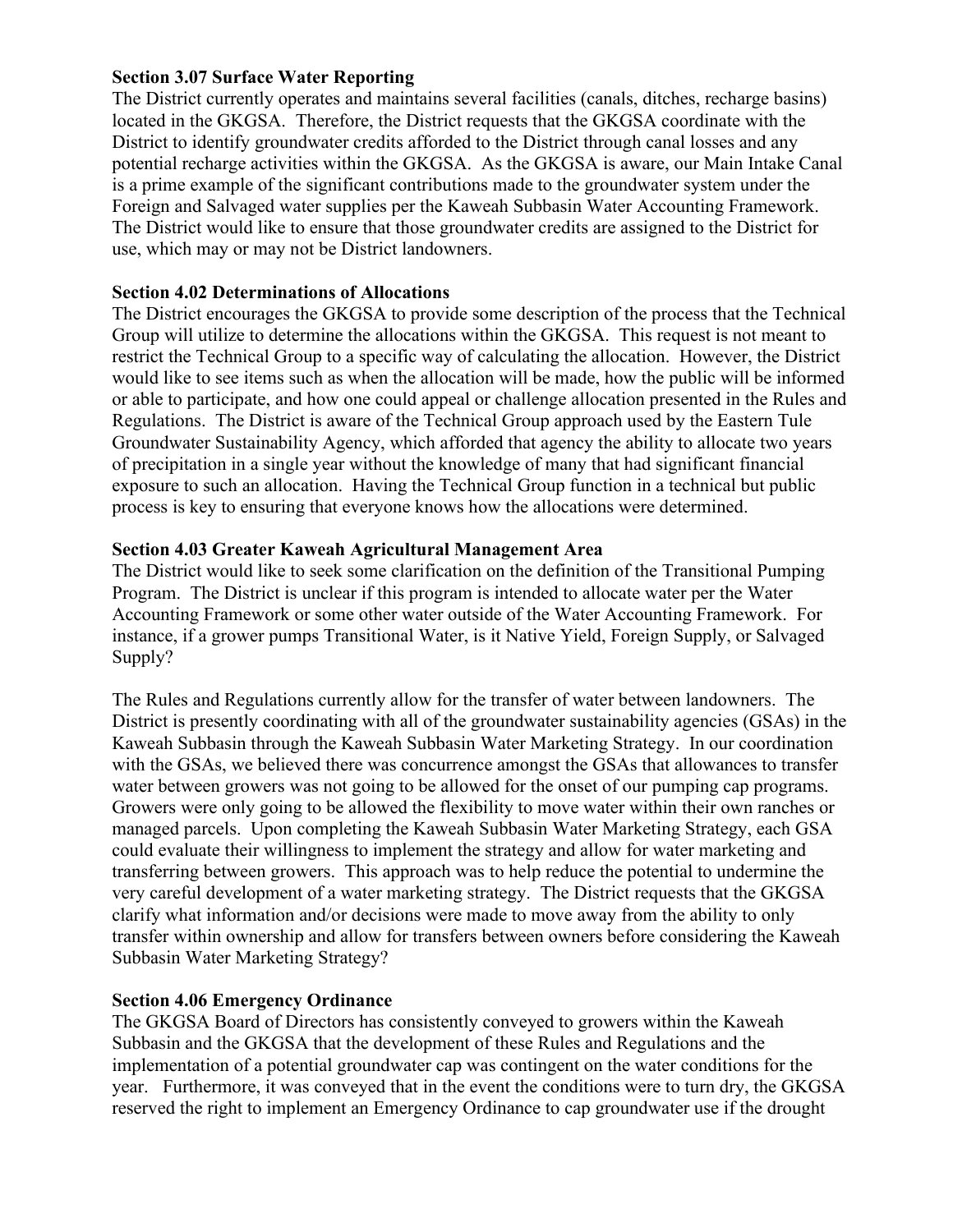**Section 3.07 Surface Water Reporting**

The District currently operates and maintains several facilities (canals, ditches, recharge basins) located in the GKGSA. Therefore, the District requests that the GKGSA coordinate with the District to identify groundwater credits afforded to the District through canal losses and any potential recharge activities within the GKGSA. As the GKGSA is aware, our Main Intake Canal is a prime example of the significant contributions made to the groundwater system under the Foreign and Salvaged water supplies per the Kaweah Subbasin Water Accounting Framework. The District would like to ensure that those groundwater credits are assigned to the District for use, which may or may not be District landowners.

**Section 4.02 Determinations of Allocations**

The District encourages the GKGSA to provide some description of the process that the Technical Group will utilize to determine the allocations within the GKGSA. This request is not meant to restrict the Technical Group to a specific way of calculating the allocation. However, the District would like to see items such as when the allocation will be made, how the public will be informed or able to participate, and how one could appeal or challenge allocation presented in the Rules and Regulations. The District is aware of the Technical Group approach used by the Eastern Tule Groundwater Sustainability Agency, which afforded that agency the ability to allocate two years of precipitation in a single year without the knowledge of many that had significant financial exposure to such an allocation. Having the Technical Group function in a technical but public process is key to ensuring that everyone knows how the allocations were determined.

**Section 4.03 Greater Kaweah Agricultural Management Area**

The District would like to seek some clarification on the definition of the Transitional Pumping Program. The District is unclear if this program is intended to allocate water per the Water Accounting Framework or some other water outside of the Water Accounting Framework. For instance, if a grower pumps Transitional Water, is it Native Yield, Foreign Supply, or Salvaged Supply?

The Rules and Regulations currently allow for the transfer of water between landowners. The District is presently coordinating with all of the groundwater sustainability agencies (GSAs) in the Kaweah Subbasin through the Kaweah Subbasin Water Marketing Strategy. In our coordination with the GSAs, we believed there was concurrence amongst the GSAs that allowances to transfer water between growers was not going to be allowed for the onset of our pumping cap programs. Growers were only going to be allowed the flexibility to move water within their own ranches or managed parcels. Upon completing the Kaweah Subbasin Water Marketing Strategy, each GSA could evaluate their willingness to implement the strategy and allow for water marketing and transferring between growers. This approach was to help reduce the potential to undermine the very careful development of a water marketing strategy. The District requests that the GKGSA clarify what information and/or decisions were made to move away from the ability to only transfer within ownership and allow for transfers between owners before considering the Kaweah Subbasin Water Marketing Strategy?

**Section 4.06 Emergency Ordinance**

The GKGSA Board of Directors has consistently conveyed to growers within the Kaweah Subbasin and the GKGSA that the development of these Rules and Regulations and the implementation of a potential groundwater cap was contingent on the water conditions for the year. Furthermore, it was conveyed that in the event the conditions were to turn dry, the GKGSA reserved the right to implement an Emergency Ordinance to cap groundwater use if the drought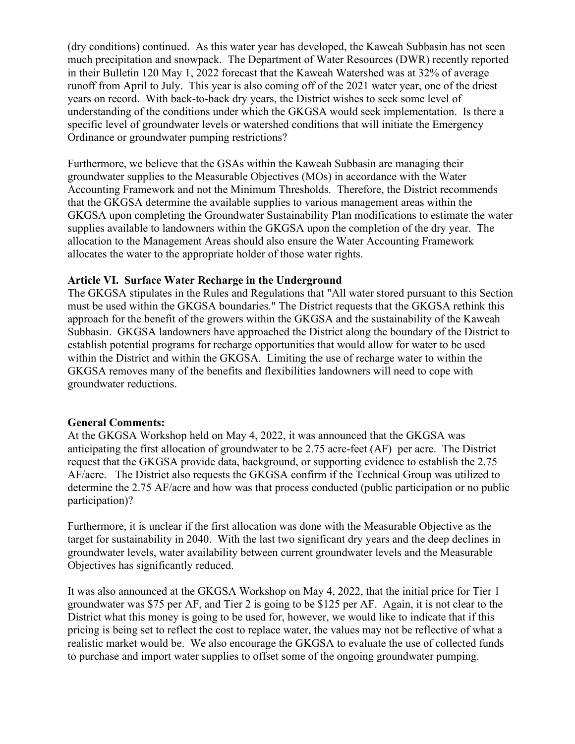(dry conditions) continued. As this water year has developed, the Kaweah Subbasin has not seen much precipitation and snowpack. The Department of Water Resources (DWR) recently reported in their Bulletin 120 May 1, 2022 forecast that the Kaweah Watershed was at 32% of average runoff from April to July. This year is also coming off of the 2021 water year, one of the driest years on record. With back-to-back dry years, the District wishes to seek some level of understanding of the conditions under which the GKGSA would seek implementation. Is there a specific level of groundwater levels or watershed conditions that will initiate the Emergency Ordinance or groundwater pumping restrictions?

Furthermore, we believe that the GSAs within the Kaweah Subbasin are managing their groundwater supplies to the Measurable Objectives (MOs) in accordance with the Water Accounting Framework and not the Minimum Thresholds. Therefore, the District recommends that the GKGSA determine the available supplies to various management areas within the GKGSA upon completing the Groundwater Sustainability Plan modifications to estimate the water supplies available to landowners within the GKGSA upon the completion of the dry year. The allocation to the Management Areas should also ensure the Water Accounting Framework allocates the water to the appropriate holder of those water rights.

**Article VI. Surface Water Recharge in the Underground**

The GKGSA stipulates in the Rules and Regulations that "All water stored pursuant to this Section must be used within the GKGSA boundaries." The District requests that the GKGSA rethink this approach for the benefit of the growers within the GKGSA and the sustainability of the Kaweah Subbasin. GKGSA landowners have approached the District along the boundary of the District to establish potential programs for recharge opportunities that would allow for water to be used within the District and within the GKGSA. Limiting the use of recharge water to within the GKGSA removes many of the benefits and flexibilities landowners will need to cope with groundwater reductions.

**General Comments:**

At the GKGSA Workshop held on May 4, 2022, it was announced that the GKGSA was anticipating the first allocation of groundwater to be 2.75 acre-feet (AF) per acre. The District request that the GKGSA provide data, background, or supporting evidence to establish the 2.75 AF/acre. The District also requests the GKGSA confirm if the Technical Group was utilized to determine the 2.75 AF/acre and how was that process conducted (public participation or no public participation)?

Furthermore, it is unclear if the first allocation was done with the Measurable Objective as the target for sustainability in 2040. With the last two significant dry years and the deep declines in groundwater levels, water availability between current groundwater levels and the Measurable Objectives has significantly reduced.

It was also announced at the GKGSA Workshop on May 4, 2022, that the initial price for Tier 1 groundwater was $75 per AF, and Tier 2 is going to be $125 per AF. Again, it is not clear to the District what this money is going to be used for, however, we would like to indicate that if this pricing is being set to reflect the cost to replace water, the values may not be reflective of what a realistic market would be. We also encourage the GKGSA to evaluate the use of collected funds to purchase and import water supplies to offset some of the ongoing groundwater pumping.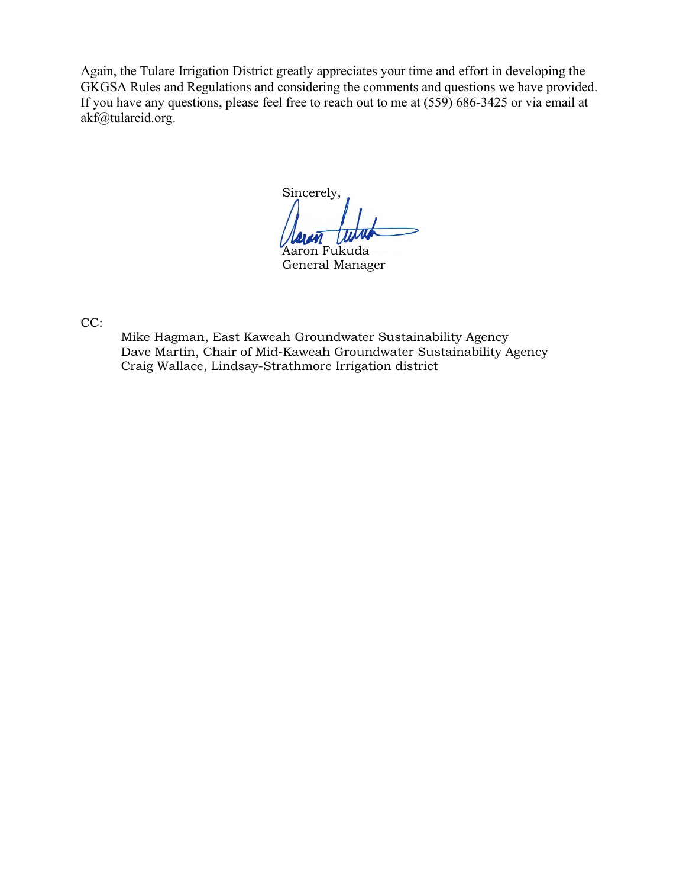Again, the Tulare Irrigation District greatly appreciates your time and effort in developing the GKGSA Rules and Regulations and considering the comments and questions we have provided. If you have any questions, please feel free to reach out to me at (559) 686-3425 or via email at akf@tulareid.org.

Sincerely,

Aaron Fukuda
General Manager

CC:

Mike Hagman, East Kaweah Groundwater Sustainability Agency
Dave Martin, Chair of Mid-Kaweah Groundwater Sustainability Agency
Craig Wallace, Lindsay-Strathmore Irrigation district